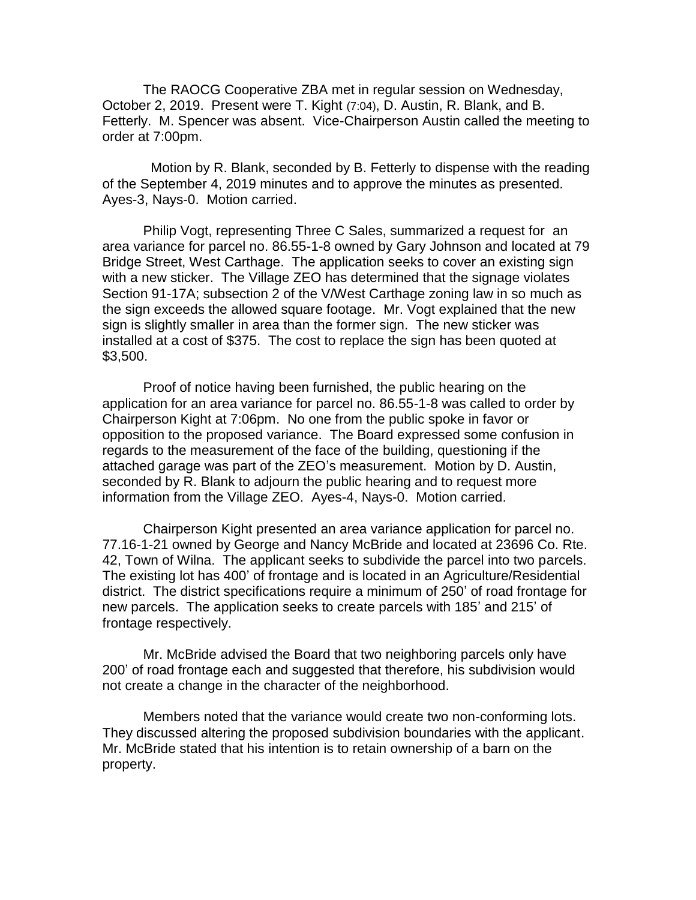The RAOCG Cooperative ZBA met in regular session on Wednesday, October 2, 2019. Present were T. Kight (7:04), D. Austin, R. Blank, and B. Fetterly. M. Spencer was absent. Vice-Chairperson Austin called the meeting to order at 7:00pm.

Motion by R. Blank, seconded by B. Fetterly to dispense with the reading of the September 4, 2019 minutes and to approve the minutes as presented. Ayes-3, Nays-0. Motion carried.

Philip Vogt, representing Three C Sales, summarized a request for an area variance for parcel no. 86.55-1-8 owned by Gary Johnson and located at 79 Bridge Street, West Carthage. The application seeks to cover an existing sign with a new sticker. The Village ZEO has determined that the signage violates Section 91-17A; subsection 2 of the V/West Carthage zoning law in so much as the sign exceeds the allowed square footage. Mr. Vogt explained that the new sign is slightly smaller in area than the former sign. The new sticker was installed at a cost of $375. The cost to replace the sign has been quoted at $3,500.

Proof of notice having been furnished, the public hearing on the application for an area variance for parcel no. 86.55-1-8 was called to order by Chairperson Kight at 7:06pm. No one from the public spoke in favor or opposition to the proposed variance. The Board expressed some confusion in regards to the measurement of the face of the building, questioning if the attached garage was part of the ZEO's measurement. Motion by D. Austin, seconded by R. Blank to adjourn the public hearing and to request more information from the Village ZEO. Ayes-4, Nays-0. Motion carried.

Chairperson Kight presented an area variance application for parcel no. 77.16-1-21 owned by George and Nancy McBride and located at 23696 Co. Rte. 42, Town of Wilna. The applicant seeks to subdivide the parcel into two parcels. The existing lot has 400' of frontage and is located in an Agriculture/Residential district. The district specifications require a minimum of 250' of road frontage for new parcels. The application seeks to create parcels with 185' and 215' of frontage respectively.

Mr. McBride advised the Board that two neighboring parcels only have 200' of road frontage each and suggested that therefore, his subdivision would not create a change in the character of the neighborhood.

Members noted that the variance would create two non-conforming lots. They discussed altering the proposed subdivision boundaries with the applicant. Mr. McBride stated that his intention is to retain ownership of a barn on the property.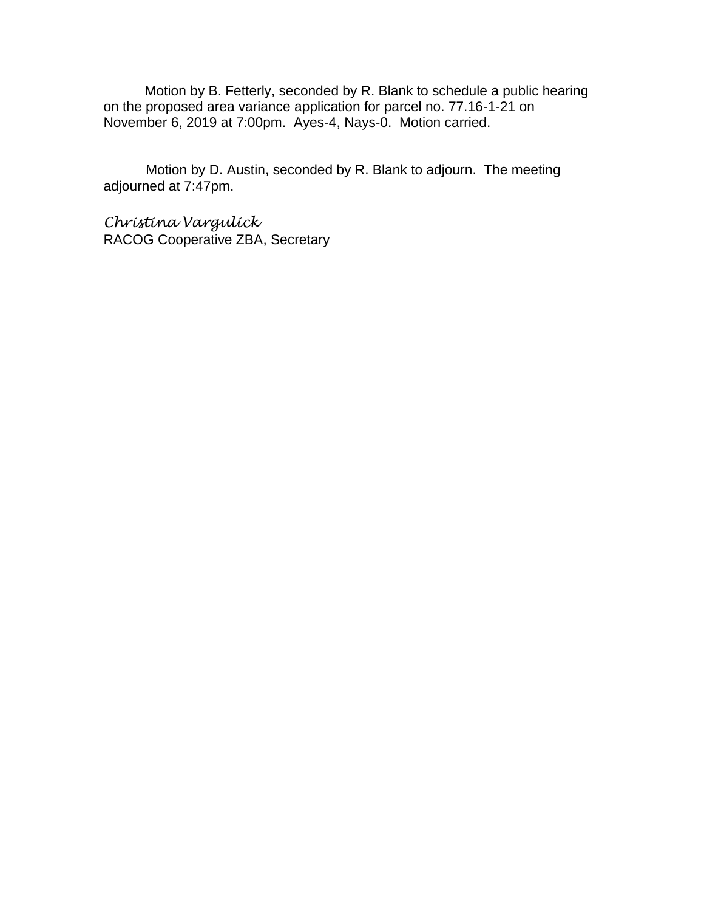Motion by B. Fetterly, seconded by R. Blank to schedule a public hearing on the proposed area variance application for parcel no. 77.16-1-21 on November 6, 2019 at 7:00pm. Ayes-4, Nays-0. Motion carried.

Motion by D. Austin, seconded by R. Blank to adjourn. The meeting adjourned at 7:47pm.

*Christina Vargulick*
RACOG Cooperative ZBA, Secretary